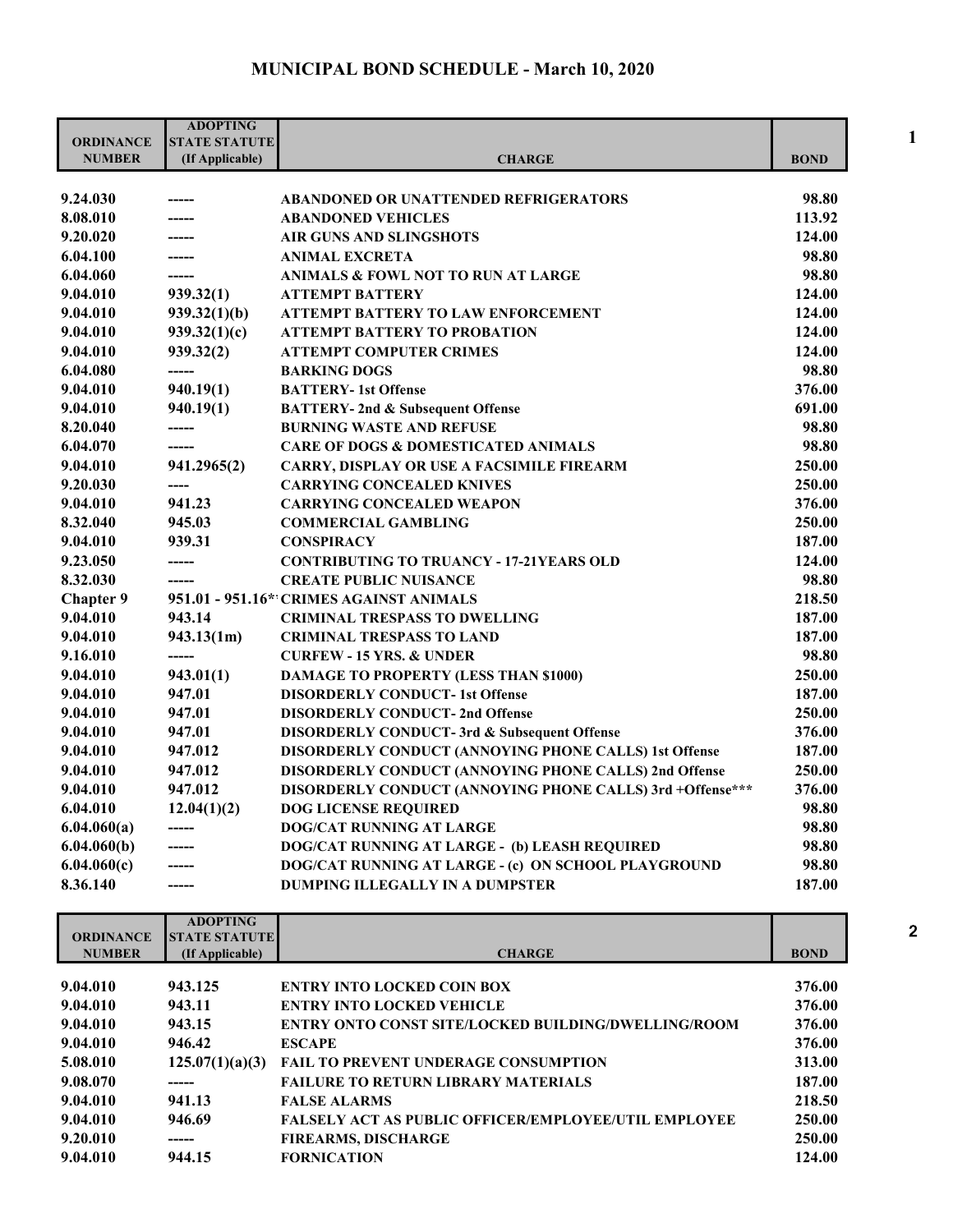# MUNICIPAL BOND SCHEDULE - March 10, 2020

| ORDINANCE NUMBER | ADOPTING STATE STATUTE (If Applicable) | CHARGE | BOND |
|---|---|---|---|
| 9.24.030 | ----- | ABANDONED OR UNATTENDED REFRIGERATORS | 98.80 |
| 8.08.010 | ----- | ABANDONED VEHICLES | 113.92 |
| 9.20.020 | ----- | AIR GUNS AND SLINGSHOTS | 124.00 |
| 6.04.100 | ----- | ANIMAL EXCRETA | 98.80 |
| 6.04.060 | ----- | ANIMALS & FOWL NOT TO RUN AT LARGE | 98.80 |
| 9.04.010 | 939.32(1) | ATTEMPT BATTERY | 124.00 |
| 9.04.010 | 939.32(1)(b) | ATTEMPT BATTERY TO LAW ENFORCEMENT | 124.00 |
| 9.04.010 | 939.32(1)(c) | ATTEMPT BATTERY TO PROBATION | 124.00 |
| 9.04.010 | 939.32(2) | ATTEMPT COMPUTER CRIMES | 124.00 |
| 6.04.080 | ----- | BARKING DOGS | 98.80 |
| 9.04.010 | 940.19(1) | BATTERY- 1st Offense | 376.00 |
| 9.04.010 | 940.19(1) | BATTERY- 2nd & Subsequent Offense | 691.00 |
| 8.20.040 | ----- | BURNING WASTE AND REFUSE | 98.80 |
| 6.04.070 | ----- | CARE OF DOGS & DOMESTICATED ANIMALS | 98.80 |
| 9.04.010 | 941.2965(2) | CARRY, DISPLAY OR USE A FACSIMILE FIREARM | 250.00 |
| 9.20.030 | ---- | CARRYING CONCEALED KNIVES | 250.00 |
| 9.04.010 | 941.23 | CARRYING CONCEALED WEAPON | 376.00 |
| 8.32.040 | 945.03 | COMMERCIAL GAMBLING | 250.00 |
| 9.04.010 | 939.31 | CONSPIRACY | 187.00 |
| 9.23.050 | ----- | CONTRIBUTING TO TRUANCY - 17-21YEARS OLD | 124.00 |
| 8.32.030 | ----- | CREATE PUBLIC NUISANCE | 98.80 |
| Chapter 9 | 951.01 - 951.16* | CRIMES AGAINST ANIMALS | 218.50 |
| 9.04.010 | 943.14 | CRIMINAL TRESPASS TO DWELLING | 187.00 |
| 9.04.010 | 943.13(1m) | CRIMINAL TRESPASS TO LAND | 187.00 |
| 9.16.010 | ----- | CURFEW - 15 YRS. & UNDER | 98.80 |
| 9.04.010 | 943.01(1) | DAMAGE TO PROPERTY (LESS THAN $1000) | 250.00 |
| 9.04.010 | 947.01 | DISORDERLY CONDUCT- 1st Offense | 187.00 |
| 9.04.010 | 947.01 | DISORDERLY CONDUCT- 2nd Offense | 250.00 |
| 9.04.010 | 947.01 | DISORDERLY CONDUCT- 3rd & Subsequent Offense | 376.00 |
| 9.04.010 | 947.012 | DISORDERLY CONDUCT (ANNOYING PHONE CALLS) 1st Offense | 187.00 |
| 9.04.010 | 947.012 | DISORDERLY CONDUCT (ANNOYING PHONE CALLS) 2nd Offense | 250.00 |
| 9.04.010 | 947.012 | DISORDERLY CONDUCT (ANNOYING PHONE CALLS) 3rd +Offense*** | 376.00 |
| 6.04.010 | 12.04(1)(2) | DOG LICENSE REQUIRED | 98.80 |
| 6.04.060(a) | ----- | DOG/CAT RUNNING AT LARGE | 98.80 |
| 6.04.060(b) | ----- | DOG/CAT RUNNING AT LARGE - (b) LEASH REQUIRED | 98.80 |
| 6.04.060(c) | ----- | DOG/CAT RUNNING AT LARGE - (c) ON SCHOOL PLAYGROUND | 98.80 |
| 8.36.140 | ----- | DUMPING ILLEGALLY IN A DUMPSTER | 187.00 |

| ORDINANCE NUMBER | ADOPTING STATE STATUTE (If Applicable) | CHARGE | BOND |
|---|---|---|---|
| 9.04.010 | 943.125 | ENTRY INTO LOCKED COIN BOX | 376.00 |
| 9.04.010 | 943.11 | ENTRY INTO LOCKED VEHICLE | 376.00 |
| 9.04.010 | 943.15 | ENTRY ONTO CONST SITE/LOCKED BUILDING/DWELLING/ROOM | 376.00 |
| 9.04.010 | 946.42 | ESCAPE | 376.00 |
| 5.08.010 | 125.07(1)(a)(3) | FAIL TO PREVENT UNDERAGE CONSUMPTION | 313.00 |
| 9.08.070 | ----- | FAILURE TO RETURN LIBRARY MATERIALS | 187.00 |
| 9.04.010 | 941.13 | FALSE ALARMS | 218.50 |
| 9.04.010 | 946.69 | FALSELY ACT AS PUBLIC OFFICER/EMPLOYEE/UTIL EMPLOYEE | 250.00 |
| 9.20.010 | ----- | FIREARMS, DISCHARGE | 250.00 |
| 9.04.010 | 944.15 | FORNICATION | 124.00 |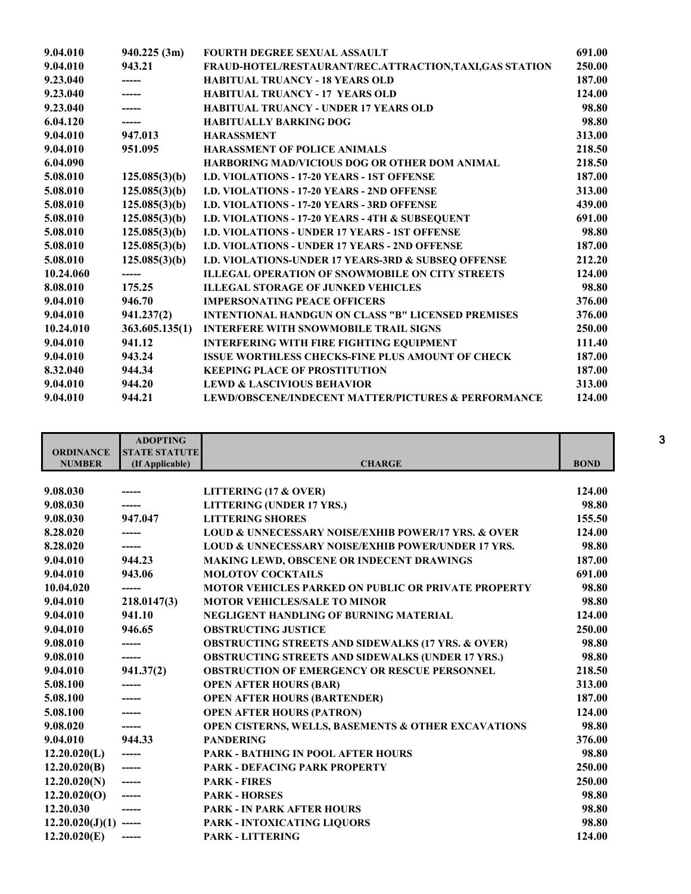| ORDINANCE NUMBER | ADOPTING STATE STATUTE (If Applicable) | CHARGE | BOND |
|---|---|---|---|
| 9.04.010 | 940.225 (3m) | FOURTH DEGREE SEXUAL ASSAULT | 691.00 |
| 9.04.010 | 943.21 | FRAUD-HOTEL/RESTAURANT/REC.ATTRACTION,TAXI,GAS STATION | 250.00 |
| 9.23.040 | ----- | HABITUAL TRUANCY - 18 YEARS OLD | 187.00 |
| 9.23.040 | ----- | HABITUAL TRUANCY - 17 YEARS OLD | 124.00 |
| 9.23.040 | ----- | HABITUAL TRUANCY - UNDER 17 YEARS OLD | 98.80 |
| 6.04.120 | ----- | HABITUALLY BARKING DOG | 98.80 |
| 9.04.010 | 947.013 | HARASSMENT | 313.00 |
| 9.04.010 | 951.095 | HARASSMENT OF POLICE ANIMALS | 218.50 |
| 6.04.090 | | HARBORING MAD/VICIOUS DOG OR OTHER DOM ANIMAL | 218.50 |
| 5.08.010 | 125.085(3)(b) | I.D. VIOLATIONS - 17-20 YEARS - 1ST OFFENSE | 187.00 |
| 5.08.010 | 125.085(3)(b) | I.D. VIOLATIONS - 17-20 YEARS - 2ND OFFENSE | 313.00 |
| 5.08.010 | 125.085(3)(b) | I.D. VIOLATIONS - 17-20 YEARS - 3RD OFFENSE | 439.00 |
| 5.08.010 | 125.085(3)(b) | I.D. VIOLATIONS - 17-20 YEARS - 4TH & SUBSEQUENT | 691.00 |
| 5.08.010 | 125.085(3)(b) | I.D. VIOLATIONS - UNDER 17 YEARS - 1ST OFFENSE | 98.80 |
| 5.08.010 | 125.085(3)(b) | I.D. VIOLATIONS - UNDER 17 YEARS - 2ND OFFENSE | 187.00 |
| 5.08.010 | 125.085(3)(b) | I.D. VIOLATIONS-UNDER 17 YEARS-3RD & SUBSEQ OFFENSE | 212.20 |
| 10.24.060 | ----- | ILLEGAL OPERATION OF SNOWMOBILE ON CITY STREETS | 124.00 |
| 8.08.010 | 175.25 | ILLEGAL STORAGE OF JUNKED VEHICLES | 98.80 |
| 9.04.010 | 946.70 | IMPERSONATING PEACE OFFICERS | 376.00 |
| 9.04.010 | 941.237(2) | INTENTIONAL HANDGUN ON CLASS "B" LICENSED PREMISES | 376.00 |
| 10.24.010 | 363.605.135(1) | INTERFERE WITH SNOWMOBILE TRAIL SIGNS | 250.00 |
| 9.04.010 | 941.12 | INTERFERING WITH FIRE FIGHTING EQUIPMENT | 111.40 |
| 9.04.010 | 943.24 | ISSUE WORTHLESS CHECKS-FINE PLUS AMOUNT OF CHECK | 187.00 |
| 8.32.040 | 944.34 | KEEPING PLACE OF PROSTITUTION | 187.00 |
| 9.04.010 | 944.20 | LEWD & LASCIVIOUS BEHAVIOR | 313.00 |
| 9.04.010 | 944.21 | LEWD/OBSCENE/INDECENT MATTER/PICTURES & PERFORMANCE | 124.00 |

| ORDINANCE NUMBER | ADOPTING STATE STATUTE (If Applicable) | CHARGE | BOND |
|---|---|---|---|
| 9.08.030 | ----- | LITTERING (17 & OVER) | 124.00 |
| 9.08.030 | ----- | LITTERING (UNDER 17 YRS.) | 98.80 |
| 9.08.030 | 947.047 | LITTERING SHORES | 155.50 |
| 8.28.020 | ----- | LOUD & UNNECESSARY NOISE/EXHIB POWER/17 YRS. & OVER | 124.00 |
| 8.28.020 | ----- | LOUD & UNNECESSARY NOISE/EXHIB POWER/UNDER 17 YRS. | 98.80 |
| 9.04.010 | 944.23 | MAKING LEWD, OBSCENE OR INDECENT DRAWINGS | 187.00 |
| 9.04.010 | 943.06 | MOLOTOV COCKTAILS | 691.00 |
| 10.04.020 | ----- | MOTOR VEHICLES PARKED ON PUBLIC OR PRIVATE PROPERTY | 98.80 |
| 9.04.010 | 218.0147(3) | MOTOR VEHICLES/SALE TO MINOR | 98.80 |
| 9.04.010 | 941.10 | NEGLIGENT HANDLING OF BURNING MATERIAL | 124.00 |
| 9.04.010 | 946.65 | OBSTRUCTING JUSTICE | 250.00 |
| 9.08.010 | ----- | OBSTRUCTING STREETS AND SIDEWALKS (17 YRS. & OVER) | 98.80 |
| 9.08.010 | ----- | OBSTRUCTING STREETS AND SIDEWALKS (UNDER 17 YRS.) | 98.80 |
| 9.04.010 | 941.37(2) | OBSTRUCTION OF EMERGENCY OR RESCUE PERSONNEL | 218.50 |
| 5.08.100 | ----- | OPEN AFTER HOURS (BAR) | 313.00 |
| 5.08.100 | ----- | OPEN AFTER HOURS (BARTENDER) | 187.00 |
| 5.08.100 | ----- | OPEN AFTER HOURS (PATRON) | 124.00 |
| 9.08.020 | ----- | OPEN CISTERNS, WELLS, BASEMENTS & OTHER EXCAVATIONS | 98.80 |
| 9.04.010 | 944.33 | PANDERING | 376.00 |
| 12.20.020(L) | ----- | PARK - BATHING IN POOL AFTER HOURS | 98.80 |
| 12.20.020(B) | ----- | PARK - DEFACING PARK PROPERTY | 250.00 |
| 12.20.020(N) | ----- | PARK - FIRES | 250.00 |
| 12.20.020(O) | ----- | PARK - HORSES | 98.80 |
| 12.20.030 | ----- | PARK - IN PARK AFTER HOURS | 98.80 |
| 12.20.020(J)(1) | ----- | PARK - INTOXICATING LIQUORS | 98.80 |
| 12.20.020(E) | ----- | PARK - LITTERING | 124.00 |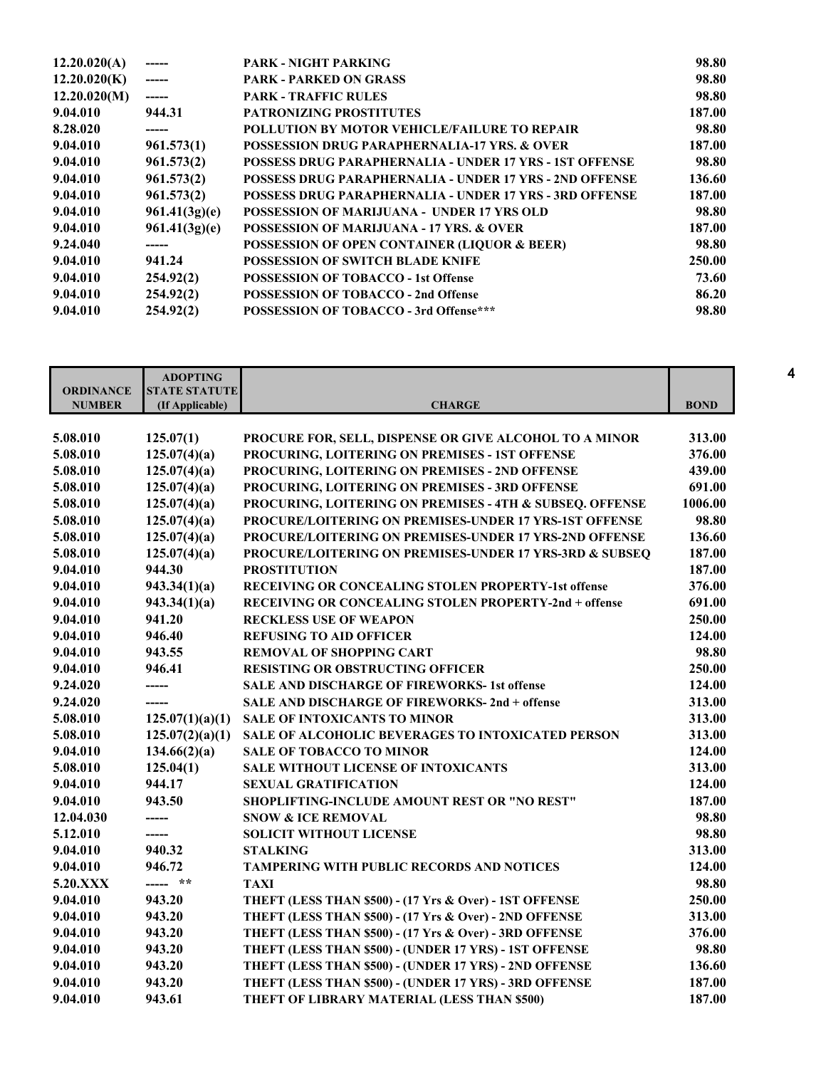| ORDINANCE NUMBER | ADOPTING STATE STATUTE (If Applicable) | CHARGE | BOND |
|---|---|---|---|
| 12.20.020(A) | ----- | PARK - NIGHT PARKING | 98.80 |
| 12.20.020(K) | ----- | PARK - PARKED ON GRASS | 98.80 |
| 12.20.020(M) | ----- | PARK - TRAFFIC RULES | 98.80 |
| 9.04.010 | 944.31 | PATRONIZING PROSTITUTES | 187.00 |
| 8.28.020 | ----- | POLLUTION BY MOTOR VEHICLE/FAILURE TO REPAIR | 98.80 |
| 9.04.010 | 961.573(1) | POSSESSION DRUG PARAPHERNALIA-17 YRS. & OVER | 187.00 |
| 9.04.010 | 961.573(2) | POSSESS DRUG PARAPHERNALIA - UNDER 17 YRS - 1ST OFFENSE | 98.80 |
| 9.04.010 | 961.573(2) | POSSESS DRUG PARAPHERNALIA - UNDER 17 YRS - 2ND OFFENSE | 136.60 |
| 9.04.010 | 961.573(2) | POSSESS DRUG PARAPHERNALIA - UNDER 17 YRS - 3RD OFFENSE | 187.00 |
| 9.04.010 | 961.41(3g)(e) | POSSESSION OF MARIJUANA - UNDER 17 YRS OLD | 98.80 |
| 9.04.010 | 961.41(3g)(e) | POSSESSION OF MARIJUANA - 17 YRS. & OVER | 187.00 |
| 9.24.040 | ----- | POSSESSION OF OPEN CONTAINER (LIQUOR & BEER) | 98.80 |
| 9.04.010 | 941.24 | POSSESSION OF SWITCH BLADE KNIFE | 250.00 |
| 9.04.010 | 254.92(2) | POSSESSION OF TOBACCO - 1st Offense | 73.60 |
| 9.04.010 | 254.92(2) | POSSESSION OF TOBACCO - 2nd Offense | 86.20 |
| 9.04.010 | 254.92(2) | POSSESSION OF TOBACCO - 3rd Offense*** | 98.80 |
| 5.08.010 | 125.07(1) | PROCURE FOR, SELL, DISPENSE OR GIVE ALCOHOL TO A MINOR | 313.00 |
| 5.08.010 | 125.07(4)(a) | PROCURING, LOITERING ON PREMISES - 1ST OFFENSE | 376.00 |
| 5.08.010 | 125.07(4)(a) | PROCURING, LOITERING ON PREMISES - 2ND OFFENSE | 439.00 |
| 5.08.010 | 125.07(4)(a) | PROCURING, LOITERING ON PREMISES - 3RD OFFENSE | 691.00 |
| 5.08.010 | 125.07(4)(a) | PROCURING, LOITERING ON PREMISES - 4TH & SUBSEQ. OFFENSE | 1006.00 |
| 5.08.010 | 125.07(4)(a) | PROCURE/LOITERING ON PREMISES-UNDER 17 YRS-1ST OFFENSE | 98.80 |
| 5.08.010 | 125.07(4)(a) | PROCURE/LOITERING ON PREMISES-UNDER 17 YRS-2ND OFFENSE | 136.60 |
| 5.08.010 | 125.07(4)(a) | PROCURE/LOITERING ON PREMISES-UNDER 17 YRS-3RD & SUBSEQ | 187.00 |
| 9.04.010 | 944.30 | PROSTITUTION | 187.00 |
| 9.04.010 | 943.34(1)(a) | RECEIVING OR CONCEALING STOLEN PROPERTY-1st offense | 376.00 |
| 9.04.010 | 943.34(1)(a) | RECEIVING OR CONCEALING STOLEN PROPERTY-2nd + offense | 691.00 |
| 9.04.010 | 941.20 | RECKLESS USE OF WEAPON | 250.00 |
| 9.04.010 | 946.40 | REFUSING TO AID OFFICER | 124.00 |
| 9.04.010 | 943.55 | REMOVAL OF SHOPPING CART | 98.80 |
| 9.04.010 | 946.41 | RESISTING OR OBSTRUCTING OFFICER | 250.00 |
| 9.24.020 | ----- | SALE AND DISCHARGE OF FIREWORKS- 1st offense | 124.00 |
| 9.24.020 | ----- | SALE AND DISCHARGE OF FIREWORKS- 2nd + offense | 313.00 |
| 5.08.010 | 125.07(1)(a)(1) | SALE OF INTOXICANTS TO MINOR | 313.00 |
| 5.08.010 | 125.07(2)(a)(1) | SALE OF ALCOHOLIC BEVERAGES TO INTOXICATED PERSON | 313.00 |
| 9.04.010 | 134.66(2)(a) | SALE OF TOBACCO TO MINOR | 124.00 |
| 5.08.010 | 125.04(1) | SALE WITHOUT LICENSE OF INTOXICANTS | 313.00 |
| 9.04.010 | 944.17 | SEXUAL GRATIFICATION | 124.00 |
| 9.04.010 | 943.50 | SHOPLIFTING-INCLUDE AMOUNT REST OR "NO REST" | 187.00 |
| 12.04.030 | ----- | SNOW & ICE REMOVAL | 98.80 |
| 5.12.010 | ----- | SOLICIT WITHOUT LICENSE | 98.80 |
| 9.04.010 | 940.32 | STALKING | 313.00 |
| 9.04.010 | 946.72 | TAMPERING WITH PUBLIC RECORDS AND NOTICES | 124.00 |
| 5.20.XXX | ----- ** | TAXI | 98.80 |
| 9.04.010 | 943.20 | THEFT (LESS THAN $500) - (17 Yrs & Over) - 1ST OFFENSE | 250.00 |
| 9.04.010 | 943.20 | THEFT (LESS THAN $500) - (17 Yrs & Over) - 2ND OFFENSE | 313.00 |
| 9.04.010 | 943.20 | THEFT (LESS THAN $500) - (17 Yrs & Over) - 3RD OFFENSE | 376.00 |
| 9.04.010 | 943.20 | THEFT (LESS THAN $500) - (UNDER 17 YRS) - 1ST OFFENSE | 98.80 |
| 9.04.010 | 943.20 | THEFT (LESS THAN $500) - (UNDER 17 YRS) - 2ND OFFENSE | 136.60 |
| 9.04.010 | 943.20 | THEFT (LESS THAN $500) - (UNDER 17 YRS) - 3RD OFFENSE | 187.00 |
| 9.04.010 | 943.61 | THEFT OF LIBRARY MATERIAL (LESS THAN $500) | 187.00 |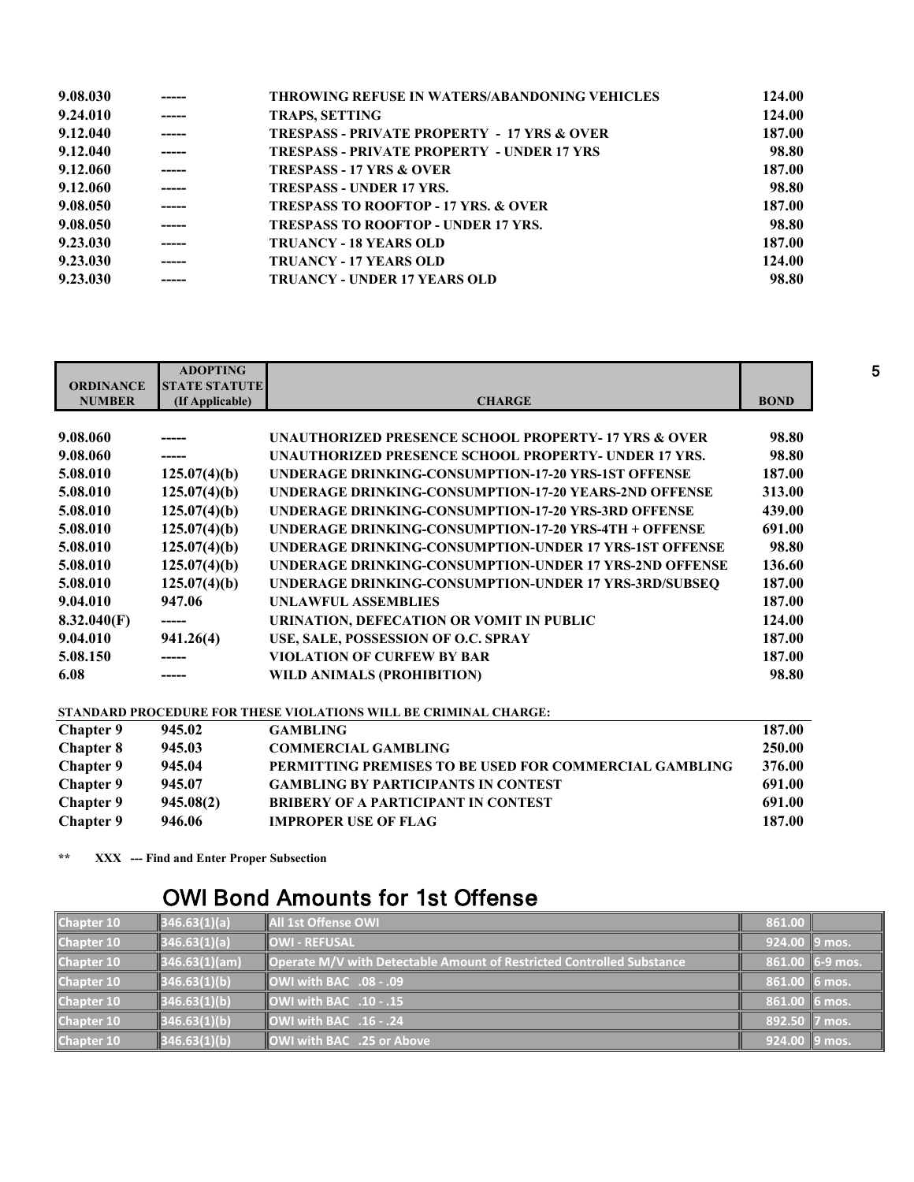| | | | |
|---|---|---|---|
| 9.08.030 | ----- | THROWING REFUSE IN WATERS/ABANDONING VEHICLES | 124.00 |
| 9.24.010 | ----- | TRAPS, SETTING | 124.00 |
| 9.12.040 | ----- | TRESPASS - PRIVATE PROPERTY - 17 YRS & OVER | 187.00 |
| 9.12.040 | ----- | TRESPASS - PRIVATE PROPERTY - UNDER 17 YRS | 98.80 |
| 9.12.060 | ----- | TRESPASS - 17 YRS & OVER | 187.00 |
| 9.12.060 | ----- | TRESPASS - UNDER 17 YRS. | 98.80 |
| 9.08.050 | ----- | TRESPASS TO ROOFTOP - 17 YRS. & OVER | 187.00 |
| 9.08.050 | ----- | TRESPASS TO ROOFTOP - UNDER 17 YRS. | 98.80 |
| 9.23.030 | ----- | TRUANCY - 18 YEARS OLD | 187.00 |
| 9.23.030 | ----- | TRUANCY - 17 YEARS OLD | 124.00 |
| 9.23.030 | ----- | TRUANCY - UNDER 17 YEARS OLD | 98.80 |

| ORDINANCE NUMBER | ADOPTING STATE STATUTE (If Applicable) | CHARGE | BOND |
|---|---|---|---|
| 9.08.060 | ----- | UNAUTHORIZED PRESENCE SCHOOL PROPERTY- 17 YRS & OVER | 98.80 |
| 9.08.060 | ----- | UNAUTHORIZED PRESENCE SCHOOL PROPERTY- UNDER 17 YRS. | 98.80 |
| 5.08.010 | 125.07(4)(b) | UNDERAGE DRINKING-CONSUMPTION-17-20 YRS-1ST OFFENSE | 187.00 |
| 5.08.010 | 125.07(4)(b) | UNDERAGE DRINKING-CONSUMPTION-17-20 YEARS-2ND OFFENSE | 313.00 |
| 5.08.010 | 125.07(4)(b) | UNDERAGE DRINKING-CONSUMPTION-17-20 YRS-3RD OFFENSE | 439.00 |
| 5.08.010 | 125.07(4)(b) | UNDERAGE DRINKING-CONSUMPTION-17-20 YRS-4TH + OFFENSE | 691.00 |
| 5.08.010 | 125.07(4)(b) | UNDERAGE DRINKING-CONSUMPTION-UNDER 17 YRS-1ST OFFENSE | 98.80 |
| 5.08.010 | 125.07(4)(b) | UNDERAGE DRINKING-CONSUMPTION-UNDER 17 YRS-2ND OFFENSE | 136.60 |
| 5.08.010 | 125.07(4)(b) | UNDERAGE DRINKING-CONSUMPTION-UNDER 17 YRS-3RD/SUBSEQ | 187.00 |
| 9.04.010 | 947.06 | UNLAWFUL ASSEMBLIES | 187.00 |
| 8.32.040(F) | ----- | URINATION, DEFECATION OR VOMIT IN PUBLIC | 124.00 |
| 9.04.010 | 941.26(4) | USE, SALE, POSSESSION OF O.C. SPRAY | 187.00 |
| 5.08.150 | ----- | VIOLATION OF CURFEW BY BAR | 187.00 |
| 6.08 | ----- | WILD ANIMALS (PROHIBITION) | 98.80 |

**STANDARD PROCEDURE FOR THESE VIOLATIONS WILL BE CRIMINAL CHARGE:**

| | | | |
|---|---|---|---|
| Chapter 9 | 945.02 | GAMBLING | 187.00 |
| Chapter 8 | 945.03 | COMMERCIAL GAMBLING | 250.00 |
| Chapter 9 | 945.04 | PERMITTING PREMISES TO BE USED FOR COMMERCIAL GAMBLING | 376.00 |
| Chapter 9 | 945.07 | GAMBLING BY PARTICIPANTS IN CONTEST | 691.00 |
| Chapter 9 | 945.08(2) | BRIBERY OF A PARTICIPANT IN CONTEST | 691.00 |
| Chapter 9 | 946.06 | IMPROPER USE OF FLAG | 187.00 |

** XXX --- Find and Enter Proper Subsection

## OWI Bond Amounts for 1st Offense

| | | | | |
|---|---|---|---|---|
| Chapter 10 | 346.63(1)(a) | All 1st Offense OWI | 861.00 | |
| Chapter 10 | 346.63(1)(a) | OWI - REFUSAL | 924.00 | 9 mos. |
| Chapter 10 | 346.63(1)(am) | Operate M/V with Detectable Amount of Restricted Controlled Substance | 861.00 | 6-9 mos. |
| Chapter 10 | 346.63(1)(b) | OWI with BAC .08 - .09 | 861.00 | 6 mos. |
| Chapter 10 | 346.63(1)(b) | OWI with BAC .10 - .15 | 861.00 | 6 mos. |
| Chapter 10 | 346.63(1)(b) | OWI with BAC .16 - .24 | 892.50 | 7 mos. |
| Chapter 10 | 346.63(1)(b) | OWI with BAC .25 or Above | 924.00 | 9 mos. |